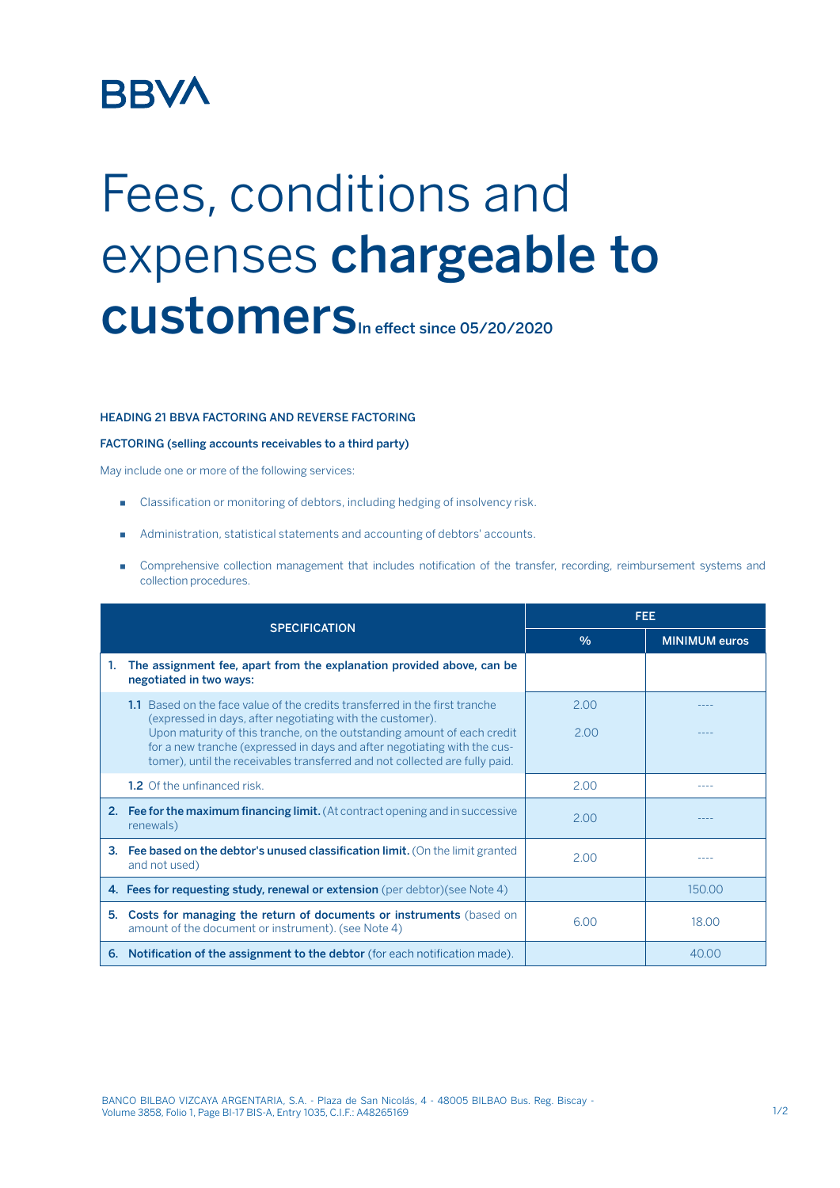BBVA

# Fees, conditions and expenses **chargeable to customers** In effect since 05/20/2020

### HEADING 21 BBVA FACTORING AND REVERSE FACTORING

**FACTORING (selling accounts receivables to a third party)**

May include one or more of the following services:

- Classification or monitoring of debtors, including hedging of insolvency risk.
- Administration, statistical statements and accounting of debtors' accounts.
- Comprehensive collection management that includes notification of the transfer, recording, reimbursement systems and collection procedures.

| SPECIFICATION | FEE | |
|---|---|---|
| | % | MINIMUM euros |
| 1. **The assignment fee, apart from the explanation provided above, can be negotiated in two ways:** | | |
| **1.1** Based on the face value of the credits transferred in the first tranche (expressed in days, after negotiating with the customer). Upon maturity of this tranche, on the outstanding amount of each credit for a new tranche (expressed in days and after negotiating with the customer), until the receivables transferred and not collected are fully paid. | 2.00<br>2.00 | ----<br>---- |
| **1.2** Of the unfinanced risk. | 2.00 | ---- |
| 2. **Fee for the maximum financing limit.** (At contract opening and in successive renewals) | 2.00 | ---- |
| 3. **Fee based on the debtor's unused classification limit.** (On the limit granted and not used) | 2.00 | ---- |
| 4. **Fees for requesting study, renewal or extension** (per debtor)(see Note 4) | | 150.00 |
| 5. **Costs for managing the return of documents or instruments** (based on amount of the document or instrument). (see Note 4) | 6.00 | 18.00 |
| 6. **Notification of the assignment to the debtor** (for each notification made). | | 40.00 |

BANCO BILBAO VIZCAYA ARGENTARIA, S.A. - Plaza de San Nicolás, 4 - 48005 BILBAO Bus. Reg. Biscay - Volume 3858, Folio 1, Page BI-17 BIS-A, Entry 1035, C.I.F.: A48265169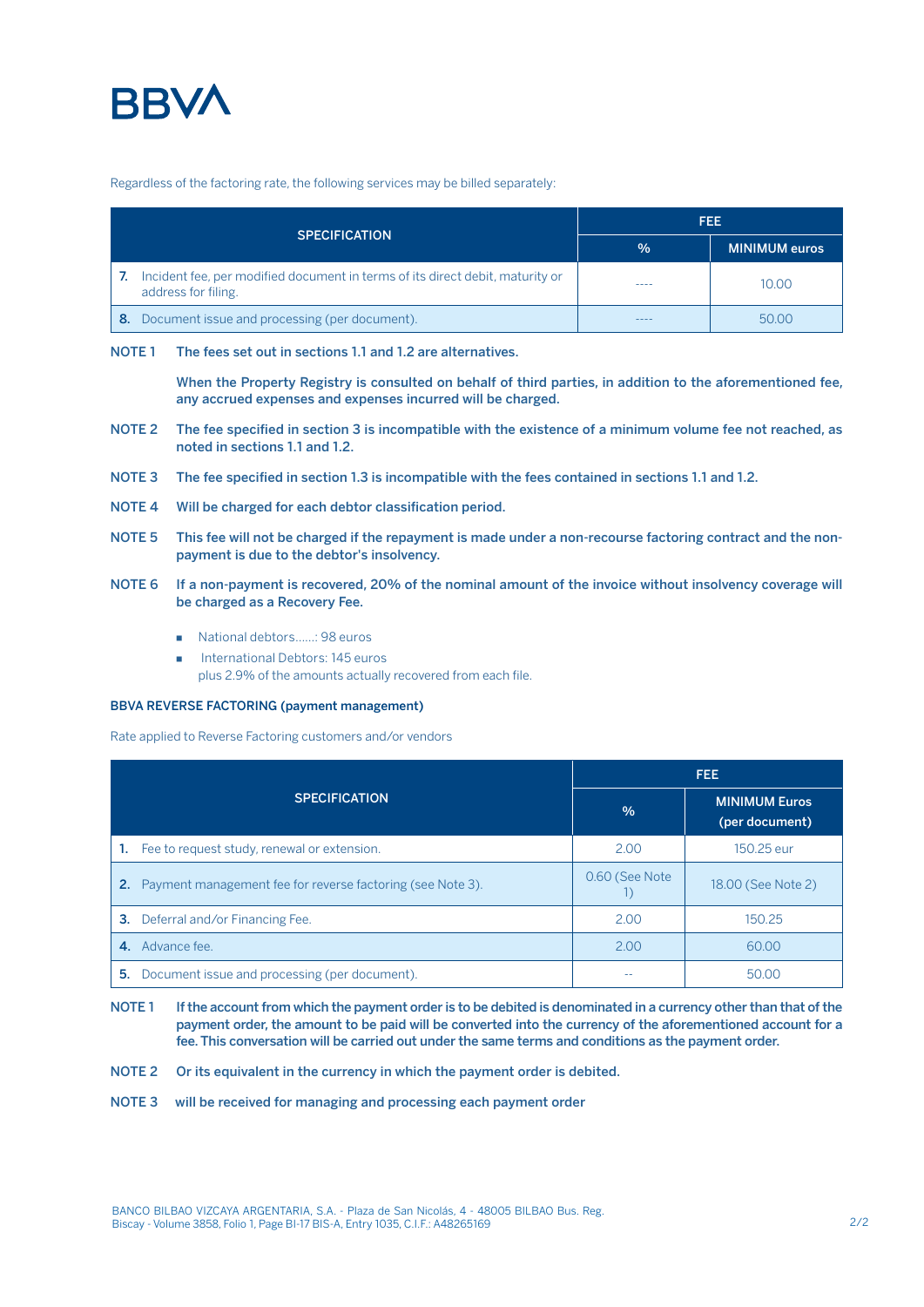Regardless of the factoring rate, the following services may be billed separately:

| SPECIFICATION | FEE | |
|---|---|---|
| | % | MINIMUM euros |
| 7. Incident fee, per modified document in terms of its direct debit, maturity or address for filing. | ---- | 10.00 |
| 8. Document issue and processing (per document). | ---- | 50.00 |

**NOTE 1** **The fees set out in sections 1.1 and 1.2 are alternatives.**

**When the Property Registry is consulted on behalf of third parties, in addition to the aforementioned fee, any accrued expenses and expenses incurred will be charged.**

**NOTE 2** **The fee specified in section 3 is incompatible with the existence of a minimum volume fee not reached, as noted in sections 1.1 and 1.2.**

**NOTE 3** **The fee specified in section 1.3 is incompatible with the fees contained in sections 1.1 and 1.2.**

**NOTE 4** **Will be charged for each debtor classification period.**

**NOTE 5** **This fee will not be charged if the repayment is made under a non-recourse factoring contract and the non-payment is due to the debtor's insolvency.**

**NOTE 6** **If a non-payment is recovered, 20% of the nominal amount of the invoice without insolvency coverage will be charged as a Recovery Fee.**

- National debtors......: 98 euros
- International Debtors: 145 euros
  plus 2.9% of the amounts actually recovered from each file.

**BBVA REVERSE FACTORING (payment management)**

Rate applied to Reverse Factoring customers and/or vendors

| SPECIFICATION | FEE | |
|---|---|---|
| | % | MINIMUM Euros (per document) |
| 1. Fee to request study, renewal or extension. | 2.00 | 150.25 eur |
| 2. Payment management fee for reverse factoring (see Note 3). | 0.60 (See Note 1) | 18.00 (See Note 2) |
| 3. Deferral and/or Financing Fee. | 2.00 | 150.25 |
| 4. Advance fee. | 2.00 | 60.00 |
| 5. Document issue and processing (per document). | -- | 50.00 |

**NOTE 1** **If the account from which the payment order is to be debited is denominated in a currency other than that of the payment order, the amount to be paid will be converted into the currency of the aforementioned account for a fee. This conversation will be carried out under the same terms and conditions as the payment order.**

**NOTE 2** **Or its equivalent in the currency in which the payment order is debited.**

**NOTE 3** **will be received for managing and processing each payment order**

BANCO BILBAO VIZCAYA ARGENTARIA, S.A. - Plaza de San Nicolás, 4 - 48005 BILBAO Bus. Reg. Biscay - Volume 3858, Folio 1, Page BI-17 BIS-A, Entry 1035, C.I.F.: A48265169